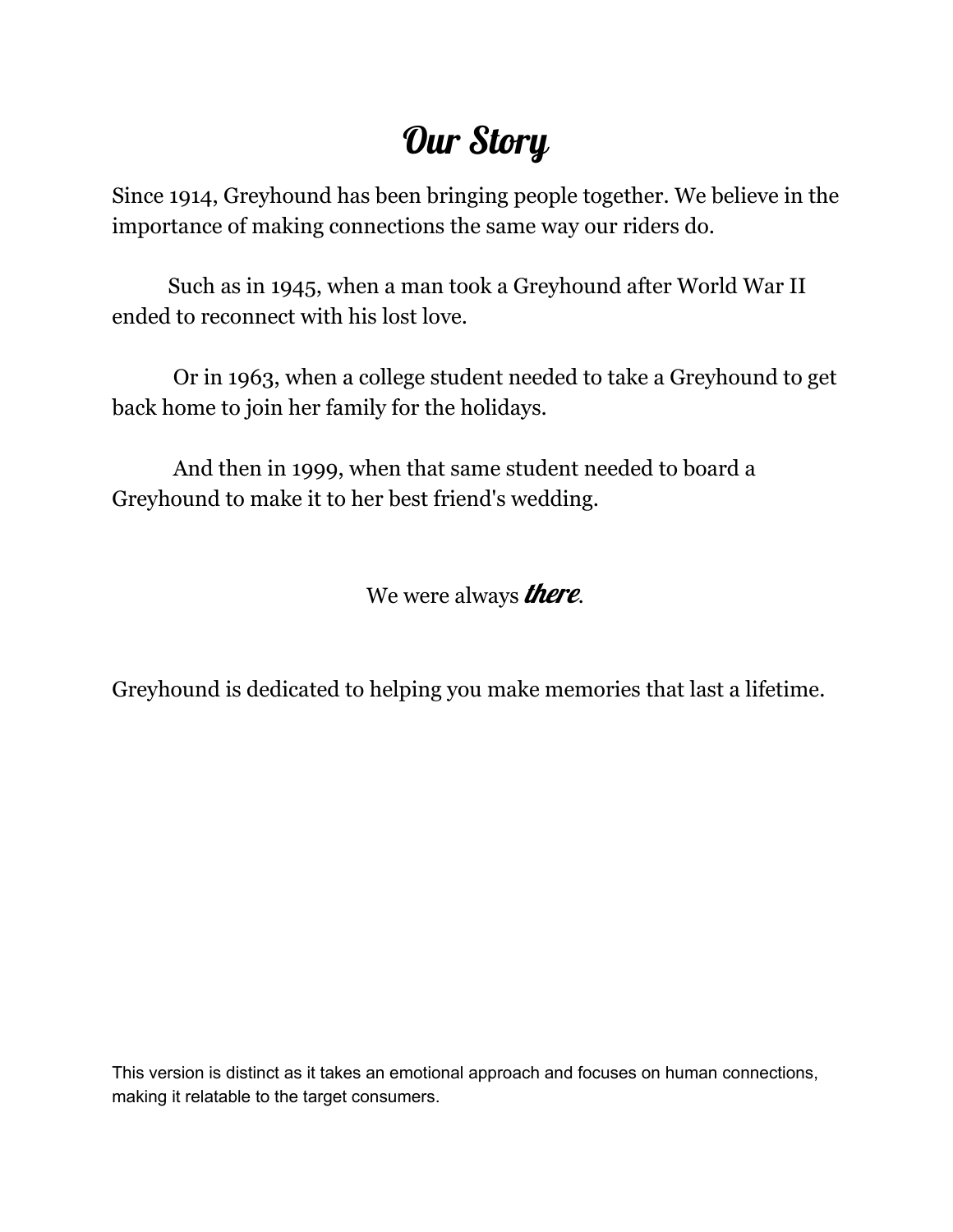# Our Story

Since 1914, Greyhound has been bringing people together. We believe in the importance of making connections the same way our riders do.

Such as in 1945, when a man took a Greyhound after World War II ended to reconnect with his lost love.

Or in 1963, when a college student needed to take a Greyhound to get back home to join her family for the holidays.

And then in 1999, when that same student needed to board a Greyhound to make it to her best friend's wedding.

We were always ***there***.

Greyhound is dedicated to helping you make memories that last a lifetime.

This version is distinct as it takes an emotional approach and focuses on human connections, making it relatable to the target consumers.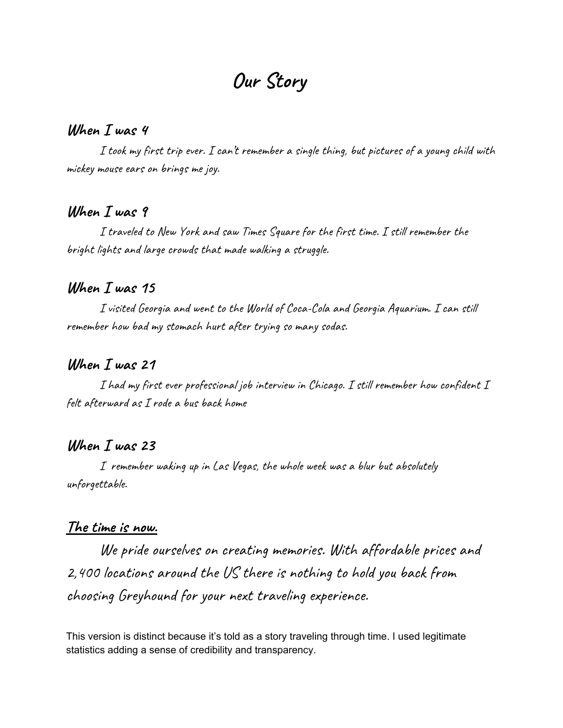# Our Story

## When I was 4

I took my first trip ever. I can't remember a single thing, but pictures of a young child with mickey mouse ears on brings me joy.

## When I was 9

I traveled to New York and saw Times Square for the first time. I still remember the bright lights and large crowds that made walking a struggle.

## When I was 15

I visited Georgia and went to the World of Coca-Cola and Georgia Aquarium. I can still remember how bad my stomach hurt after trying so many sodas.

## When I was 21

I had my first ever professional job interview in Chicago. I still remember how confident I felt afterward as I rode a bus back home

## When I was 23

I remember waking up in Las Vegas, the whole week was a blur but absolutely unforgettable.

## The time is now.

We pride ourselves on creating memories. With affordable prices and 2,400 locations around the US there is nothing to hold you back from choosing Greyhound for your next traveling experience.

This version is distinct because it's told as a story traveling through time. I used legitimate statistics adding a sense of credibility and transparency.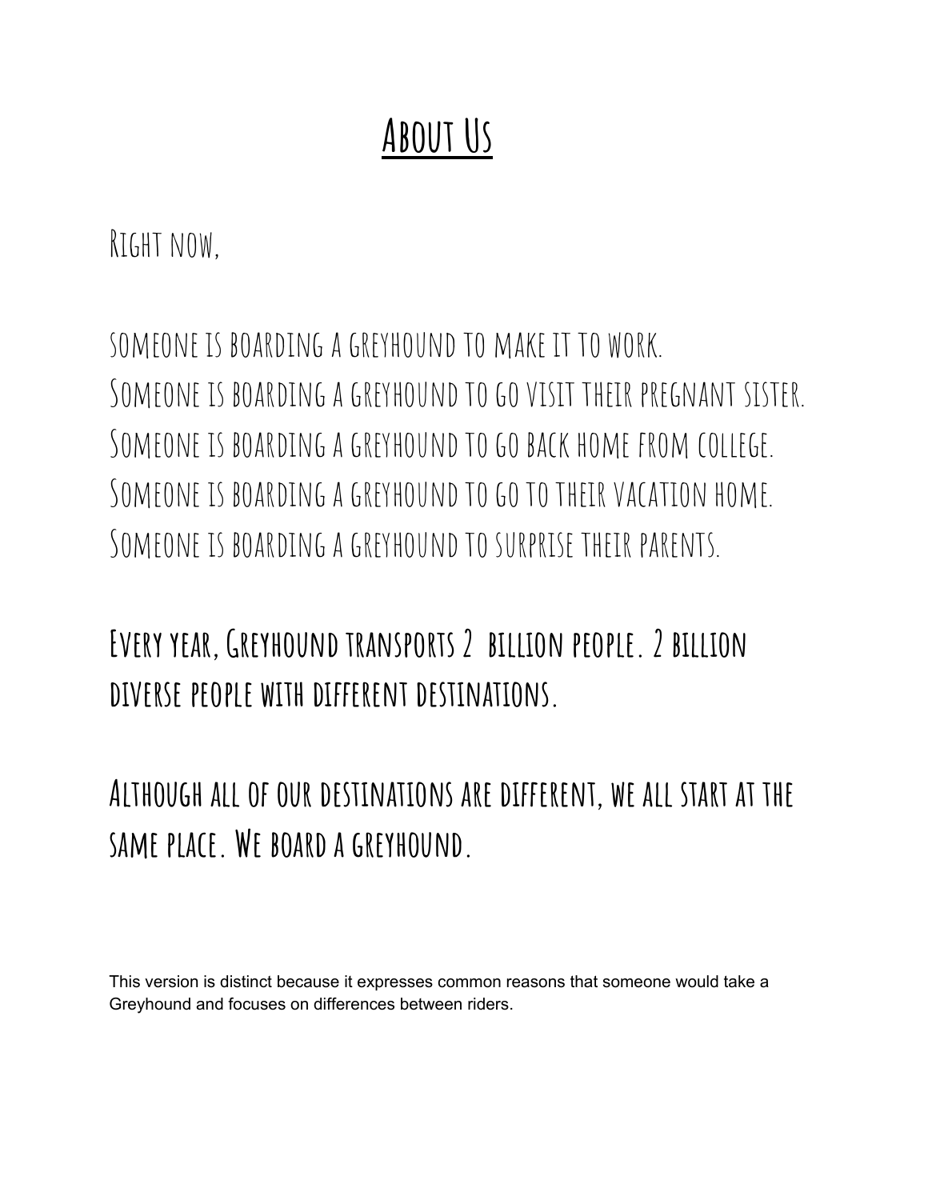# About Us

Right now,

someone is boarding a greyhound to make it to work.
Someone is boarding a greyhound to go visit their pregnant sister.
Someone is boarding a greyhound to go back home from college.
Someone is boarding a greyhound to go to their vacation home.
Someone is boarding a greyhound to surprise their parents.

**Every year, Greyhound transports 2 billion people. 2 billion diverse people with different destinations.**

**Although all of our destinations are different, we all start at the same place. We board a greyhound.**

This version is distinct because it expresses common reasons that someone would take a Greyhound and focuses on differences between riders.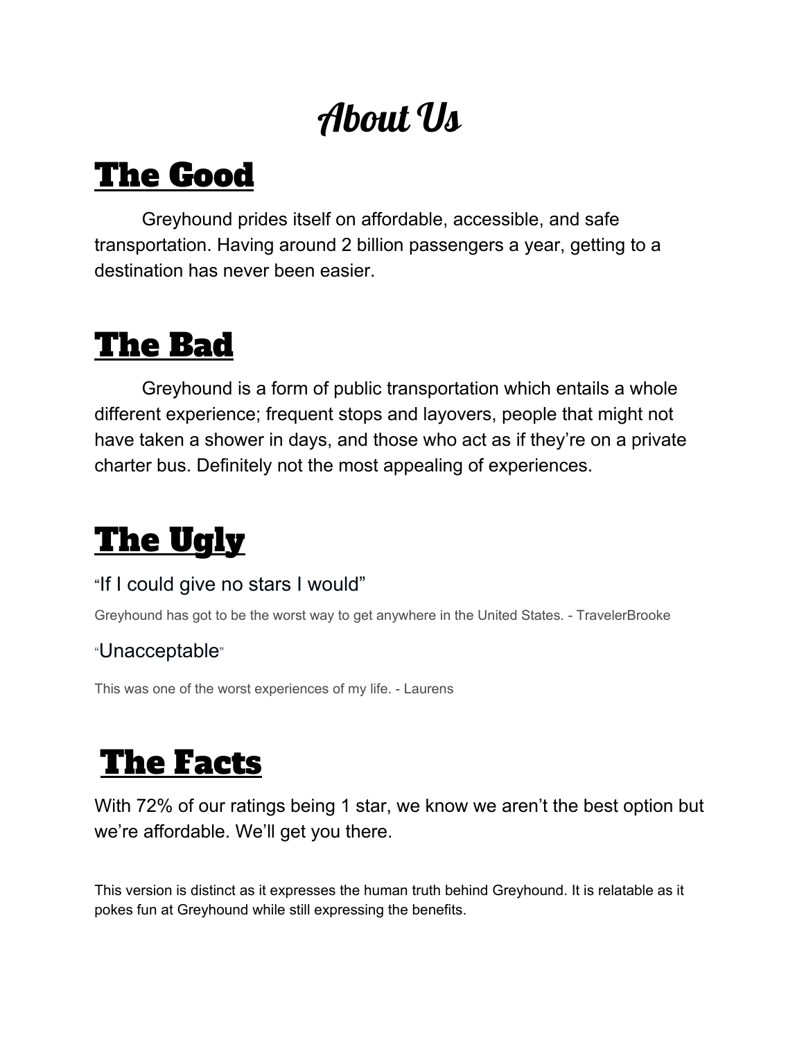# About Us

## The Good

Greyhound prides itself on affordable, accessible, and safe transportation. Having around 2 billion passengers a year, getting to a destination has never been easier.

## The Bad

Greyhound is a form of public transportation which entails a whole different experience; frequent stops and layovers, people that might not have taken a shower in days, and those who act as if they're on a private charter bus. Definitely not the most appealing of experiences.

## The Ugly

"If I could give no stars I would"

Greyhound has got to be the worst way to get anywhere in the United States. - TravelerBrooke

"Unacceptable"

This was one of the worst experiences of my life. - Laurens

## The Facts

With 72% of our ratings being 1 star, we know we aren't the best option but we're affordable. We'll get you there.

This version is distinct as it expresses the human truth behind Greyhound. It is relatable as it pokes fun at Greyhound while still expressing the benefits.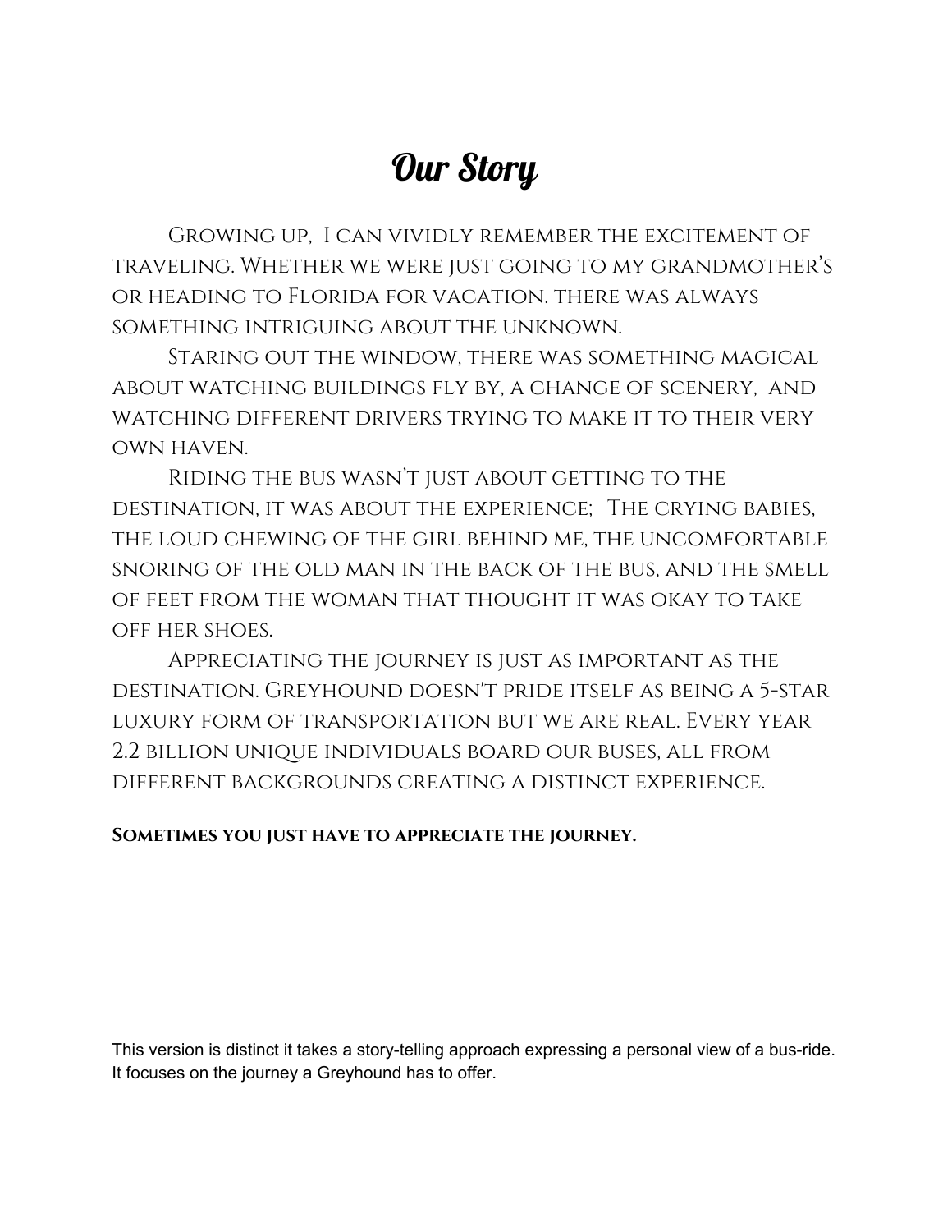# Our Story

Growing up, I can vividly remember the excitement of traveling. Whether we were just going to my grandmother's or heading to Florida for vacation. there was always something intriguing about the unknown.

Staring out the window, there was something magical about watching buildings fly by, a change of scenery, and watching different drivers trying to make it to their very own haven.

Riding the bus wasn't just about getting to the destination, it was about the experience; The crying babies, the loud chewing of the girl behind me, the uncomfortable snoring of the old man in the back of the bus, and the smell of feet from the woman that thought it was okay to take off her shoes.

Appreciating the journey is just as important as the destination. Greyhound doesn't pride itself as being a 5-star luxury form of transportation but we are real. Every year 2.2 billion unique individuals board our buses, all from different backgrounds creating a distinct experience.

**Sometimes you just have to appreciate the journey.**

This version is distinct it takes a story-telling approach expressing a personal view of a bus-ride. It focuses on the journey a Greyhound has to offer.